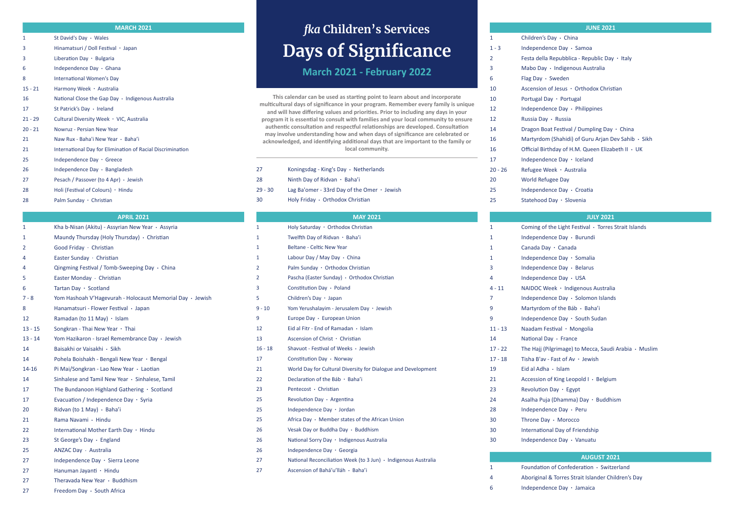# *fka* Children's Services

# Days of Significance

## March 2021 - February 2022

**This calendar can be used as starting point to learn about and incorporate multicultural days of significance in your program. Remember every family is unique and will have differing values and priorities. Prior to including any days in your program it is essential to consult with families and your local community to ensure authentic consultation and respectful relationships are developed. Consultation may involve understanding how and when days of significance are celebrated or acknowledged, and identifying additional days that are important to the family or local community.**

| MARCH 2021 | |
|---|---|
| 1 | St David's Day · Wales |
| 3 | Hinamatsuri / Doll Festival · Japan |
| 3 | Liberation Day · Bulgaria |
| 6 | Independence Day · Ghana |
| 8 | International Women's Day |
| 15 - 21 | Harmony Week · Australia |
| 16 | National Close the Gap Day · Indigenous Australia |
| 17 | St Patrick's Day · Ireland |
| 21 - 29 | Cultural Diversity Week · VIC, Australia |
| 20 - 21 | Nowruz - Persian New Year |
| 21 | Naw Rux - Baha'i New Year · Baha'i |
| 21 | International Day for Elimination of Racial Discrimination |
| 25 | Independence Day · Greece |
| 26 | Independence Day · Bangladesh |
| 27 | Pesach / Passover (to 4 Apr) · Jewish |
| 28 | Holi (Festival of Colours) · Hindu |
| 28 | Palm Sunday · Christian |

| APRIL 2021 | |
|---|---|
| 1 | Kha b-Nisan (Akitu) - Assyrian New Year · Assyria |
| 1 | Maundy Thursday (Holy Thursday) · Christian |
| 2 | Good Friday · Christian |
| 4 | Easter Sunday · Christian |
| 4 | Qingming Festival / Tomb-Sweeping Day · China |
| 5 | Easter Monday · Christian |
| 6 | Tartan Day · Scotland |
| 7 - 8 | Yom Hashoah V'Hagevurah - Holocaust Memorial Day · Jewish |
| 8 | Hanamatsuri - Flower Festival · Japan |
| 12 | Ramadan (to 11 May) · Islam |
| 13 - 15 | Songkran - Thai New Year · Thai |
| 13 - 14 | Yom Hazikaron - Israel Remembrance Day · Jewish |
| 14 | Baisakhi or Vaisakhi · Sikh |
| 14 | Pohela Boishakh - Bengali New Year · Bengal |
| 14-16 | Pi Mai/Songkran - Lao New Year · Laotian |
| 14 | Sinhalese and Tamil New Year · Sinhalese, Tamil |
| 17 | The Bundanoon Highland Gathering · Scotland |
| 17 | Evacuation / Independence Day · Syria |
| 20 | Ridvan (to 1 May) · Baha'i |
| 21 | Rama Navami · Hindu |
| 22 | International Mother Earth Day · Hindu |
| 23 | St George's Day · England |
| 25 | ANZAC Day · Australia |
| 27 | Independence Day · Sierra Leone |
| 27 | Hanuman Jayanti · Hindu |
| 27 | Theravada New Year · Buddhism |
| 27 | Freedom Day · South Africa |
| 27 | Koningsdag - King's Day · Netherlands |
| 28 | Ninth Day of Ridvan · Baha'i |
| 29 - 30 | Lag Ba'omer - 33rd Day of the Omer · Jewish |
| 30 | Holy Friday · Orthodox Christian |

| MAY 2021 | |
|---|---|
| 1 | Holy Saturday · Orthodox Christian |
| 1 | Twelfth Day of Ridvan · Baha'i |
| 1 | Beltane - Celtic New Year |
| 1 | Labour Day / May Day · China |
| 2 | Palm Sunday · Orthodox Christian |
| 2 | Pascha (Easter Sunday) · Orthodox Christian |
| 3 | Constitution Day · Poland |
| 5 | Children's Day · Japan |
| 9 - 10 | Yom Yerushalayim - Jerusalem Day · Jewish |
| 9 | Europe Day · European Union |
| 12 | Eid al Fitr - End of Ramadan · Islam |
| 13 | Ascension of Christ · Christian |
| 16 - 18 | Shavuot - Festival of Weeks · Jewish |
| 17 | Constitution Day · Norway |
| 21 | World Day for Cultural Diversity for Dialogue and Development |
| 22 | Declaration of the Báb · Baha'i |
| 23 | Pentecost · Christian |
| 25 | Revolution Day · Argentina |
| 25 | Independence Day · Jordan |
| 25 | Africa Day · Member states of the African Union |
| 26 | Vesak Day or Buddha Day · Buddhism |
| 26 | National Sorry Day · Indigenous Australia |
| 26 | Independence Day · Georgia |
| 27 | National Reconciliation Week (to 3 Jun) · Indigenous Australia |
| 27 | Ascension of Bahá'u'lláh · Baha'i |

| JUNE 2021 | |
|---|---|
| 1 | Children's Day · China |
| 1 - 3 | Independence Day · Samoa |
| 2 | Festa della Repubblica - Republic Day · Italy |
| 3 | Mabo Day · Indigenous Australia |
| 6 | Flag Day · Sweden |
| 10 | Ascension of Jesus · Orthodox Christian |
| 10 | Portugal Day · Portugal |
| 12 | Independence Day · Philippines |
| 12 | Russia Day · Russia |
| 14 | Dragon Boat Festival / Dumpling Day · China |
| 16 | Martyrdom (Shahidi) of Guru Arjan Dev Sahib · Sikh |
| 16 | Official Birthday of H.M. Queen Elizabeth II · UK |
| 17 | Independence Day · Iceland |
| 20 - 26 | Refugee Week · Australia |
| 20 | World Refugee Day |
| 25 | Independence Day · Croatia |
| 25 | Statehood Day · Slovenia |

| JULY 2021 | |
|---|---|
| 1 | Coming of the Light Festival · Torres Strait Islands |
| 1 | Independence Day · Burundi |
| 1 | Canada Day · Canada |
| 1 | Independence Day · Somalia |
| 3 | Independence Day · Belarus |
| 4 | Independence Day · USA |
| 4 - 11 | NAIDOC Week · Indigenous Australia |
| 7 | Independence Day · Solomon Islands |
| 9 | Martyrdom of the Báb · Baha'i |
| 9 | Independence Day · South Sudan |
| 11 - 13 | Naadam Festival · Mongolia |
| 14 | National Day · France |
| 17 - 22 | The Hajj (Pilgrimage) to Mecca, Saudi Arabia · Muslim |
| 17 - 18 | Tisha B'av - Fast of Av · Jewish |
| 19 | Eid al Adha · Islam |
| 21 | Accession of King Leopold I · Belgium |
| 23 | Revolution Day · Egypt |
| 24 | Asalha Puja (Dhamma) Day · Buddhism |
| 28 | Independence Day · Peru |
| 30 | Throne Day · Morocco |
| 30 | International Day of Friendship |
| 30 | Independence Day · Vanuatu |

| AUGUST 2021 | |
|---|---|
| 1 | Foundation of Confederation · Switzerland |
| 4 | Aboriginal & Torres Strait Islander Children's Day |
| 6 | Independence Day · Jamaica |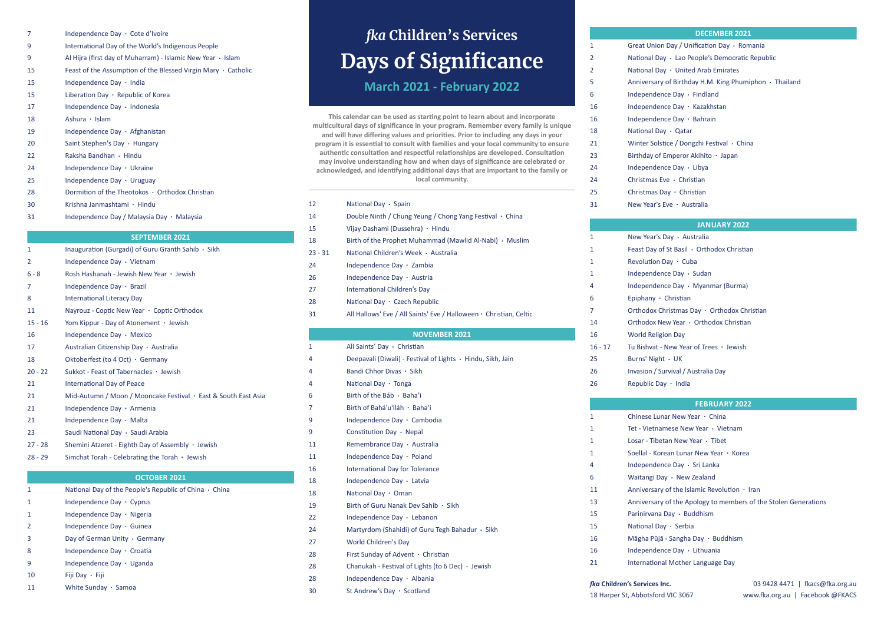| | |
|---|---|
| 7 | Independence Day · Cote d'Ivoire |
| 9 | International Day of the World's Indigenous People |
| 9 | Al Hijra (first day of Muharram) - Islamic New Year · Islam |
| 15 | Feast of the Assumption of the Blessed Virgin Mary · Catholic |
| 15 | Independence Day · India |
| 15 | Liberation Day · Republic of Korea |
| 17 | Independence Day · Indonesia |
| 18 | Ashura · Islam |
| 19 | Independence Day · Afghanistan |
| 20 | Saint Stephen's Day · Hungary |
| 22 | Raksha Bandhan · Hindu |
| 24 | Independence Day · Ukraine |
| 25 | Independence Day · Uruguay |
| 28 | Dormition of the Theotokos · Orthodox Christian |
| 30 | Krishna Janmashtami · Hindu |
| 31 | Independence Day / Malaysia Day · Malaysia |

## SEPTEMBER 2021

| | |
|---|---|
| 1 | Inauguration (Gurgadi) of Guru Granth Sahib · Sikh |
| 2 | Independence Day · Vietnam |
| 6 - 8 | Rosh Hashanah - Jewish New Year · Jewish |
| 7 | Independence Day · Brazil |
| 8 | International Literacy Day |
| 11 | Nayrouz - Coptic New Year · Coptic Orthodox |
| 15 - 16 | Yom Kippur - Day of Atonement · Jewish |
| 16 | Independence Day · Mexico |
| 17 | Australian Citizenship Day · Australia |
| 18 | Oktoberfest (to 4 Oct) · Germany |
| 20 - 22 | Sukkot - Feast of Tabernacles · Jewish |
| 21 | International Day of Peace |
| 21 | Mid-Autumn / Moon / Mooncake Festival · East & South East Asia |
| 21 | Independence Day · Armenia |
| 21 | Independence Day · Malta |
| 23 | Saudi National Day · Saudi Arabia |
| 27 - 28 | Shemini Atzeret - Eighth Day of Assembly · Jewish |
| 28 - 29 | Simchat Torah - Celebrating the Torah · Jewish |

## OCTOBER 2021

| | |
|---|---|
| 1 | National Day of the People's Republic of China · China |
| 1 | Independence Day · Cyprus |
| 1 | Independence Day · Nigeria |
| 2 | Independence Day · Guinea |
| 3 | Day of German Unity · Germany |
| 8 | Independence Day · Croatia |
| 9 | Independence Day · Uganda |
| 10 | Fiji Day · Fiji |
| 11 | White Sunday · Samoa |
| 12 | National Day · Spain |
| 14 | Double Ninth / Chung Yeung / Chong Yang Festival · China |
| 15 | Vijay Dashami (Dussehra) · Hindu |
| 18 | Birth of the Prophet Muhammad (Mawlid Al-Nabi) · Muslim |
| 23 - 31 | National Children's Week · Australia |
| 24 | Independence Day · Zambia |
| 26 | Independence Day · Austria |
| 27 | International Children's Day |
| 28 | National Day · Czech Republic |
| 31 | All Hallows' Eve / All Saints' Eve / Halloween · Christian, Celtic |

# *fka* Children's Services

# Days of Significance

## March 2021 - February 2022

**This calendar can be used as starting point to learn about and incorporate multicultural days of significance in your program. Remember every family is unique and will have differing values and priorities. Prior to including any days in your program it is essential to consult with families and your local community to ensure authentic consultation and respectful relationships are developed. Consultation may involve understanding how and when days of significance are celebrated or acknowledged, and identifying additional days that are important to the family or local community.**

## NOVEMBER 2021

| | |
|---|---|
| 1 | All Saints' Day · Christian |
| 4 | Deepavali (Diwali) - Festival of Lights · Hindu, Sikh, Jain |
| 4 | Bandi Chhor Divas · Sikh |
| 4 | National Day · Tonga |
| 6 | Birth of the Báb · Baha'i |
| 7 | Birth of Bahá'u'lláh · Baha'i |
| 9 | Independence Day · Cambodia |
| 9 | Constitution Day · Nepal |
| 11 | Remembrance Day · Australia |
| 11 | Independence Day · Poland |
| 16 | International Day for Tolerance |
| 18 | Independence Day · Latvia |
| 18 | National Day · Oman |
| 19 | Birth of Guru Nanak Dev Sahib · Sikh |
| 22 | Independence Day · Lebanon |
| 24 | Martyrdom (Shahidi) of Guru Tegh Bahadur · Sikh |
| 27 | World Children's Day |
| 28 | First Sunday of Advent · Christian |
| 28 | Chanukah - Festival of Lights (to 6 Dec) · Jewish |
| 28 | Independence Day · Albania |
| 30 | St Andrew's Day · Scotland |

## DECEMBER 2021

| | |
|---|---|
| 1 | Great Union Day / Unification Day · Romania |
| 2 | National Day · Lao People's Democratic Republic |
| 2 | National Day · United Arab Emirates |
| 5 | Anniversary of Birthday H.M. King Phumiphon · Thailand |
| 6 | Independence Day · Findland |
| 16 | Independence Day · Kazakhstan |
| 16 | Independence Day · Bahrain |
| 18 | National Day · Qatar |
| 21 | Winter Solstice / Dongzhi Festival · China |
| 23 | Birthday of Emperor Akihito · Japan |
| 24 | Independence Day · Libya |
| 24 | Christmas Eve · Christian |
| 25 | Christmas Day · Christian |
| 31 | New Year's Eve · Australia |

## JANUARY 2022

| | |
|---|---|
| 1 | New Year's Day · Australia |
| 1 | Feast Day of St Basil · Orthodox Christian |
| 1 | Revolution Day · Cuba |
| 1 | Independence Day · Sudan |
| 4 | Independence Day · Myanmar (Burma) |
| 6 | Epiphany · Christian |
| 7 | Orthodox Christmas Day · Orthodox Christian |
| 14 | Orthodox New Year · Orthodox Christian |
| 16 | World Religion Day |
| 16 - 17 | Tu Bishvat - New Year of Trees · Jewish |
| 25 | Burns' Night · UK |
| 26 | Invasion / Survival / Australia Day |
| 26 | Republic Day · India |

## FEBRUARY 2022

| | |
|---|---|
| 1 | Chinese Lunar New Year · China |
| 1 | Tet - Vietnamese New Year · Vietnam |
| 1 | Losar - Tibetan New Year · Tibet |
| 1 | Soellal - Korean Lunar New Year · Korea |
| 4 | Independence Day · Sri Lanka |
| 6 | Waitangi Day · New Zealand |
| 11 | Anniversary of the Islamic Revolution · Iran |
| 13 | Anniversary of the Apology to members of the Stolen Generations |
| 15 | Parinirvana Day · Buddhism |
| 15 | National Day · Serbia |
| 16 | Māgha Pūjā - Sangha Day · Buddhism |
| 16 | Independence Day · Lithuania |
| 21 | International Mother Language Day |

***fka*** **Children's Services Inc.**
18 Harper St, Abbotsford VIC 3067

03 9428 4471 | fkacs@fka.org.au
www.fka.org.au | Facebook @FKACS